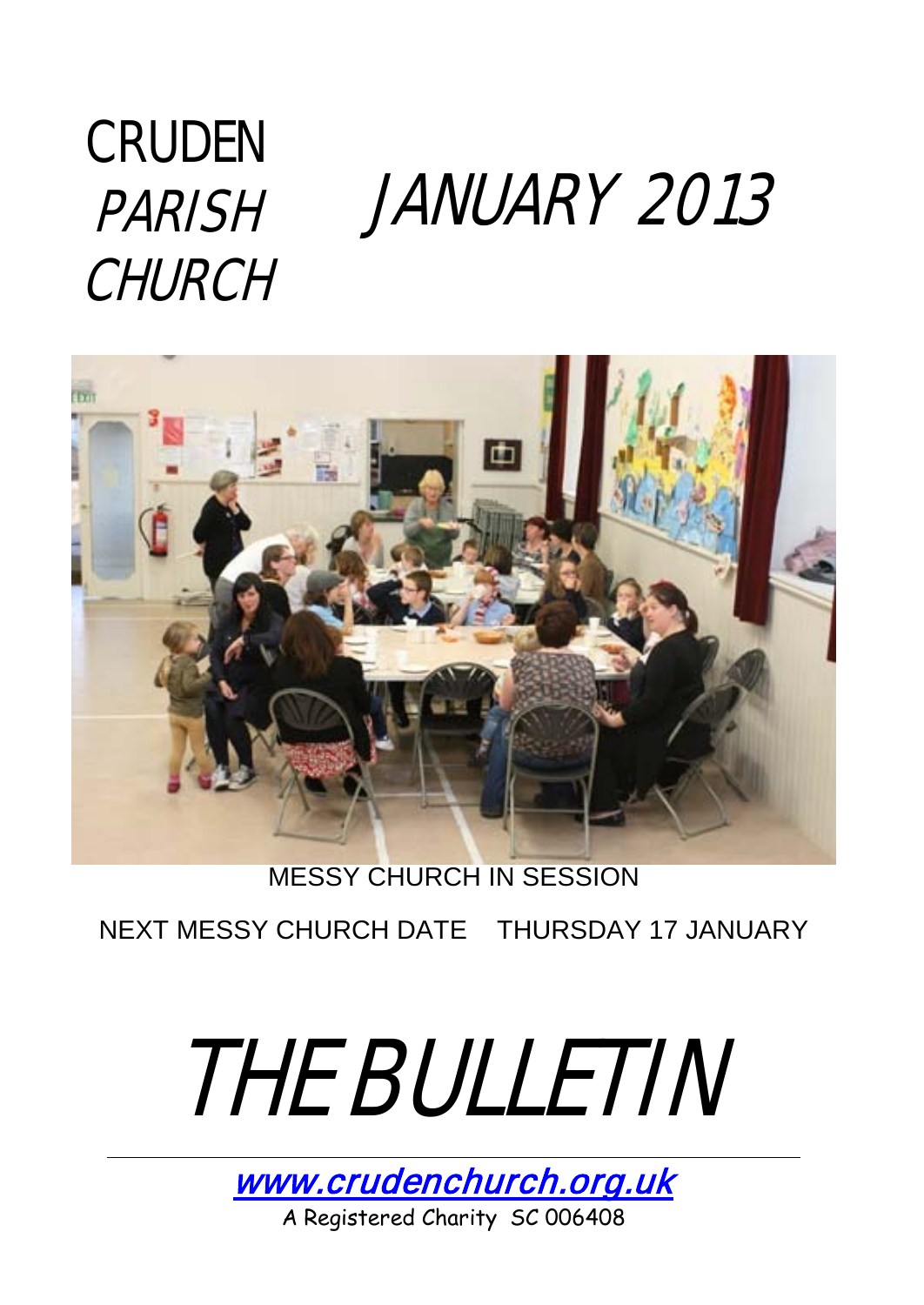# CRUDEN PARISH CHURCH

# JANUARY 2013

MESSY CHURCH IN SESSION

NEXT MESSY CHURCH DATE THURSDAY 17 JANUARY

# THE BULLETIN

www.crudenchurch.org.uk

A Registered Charity SC 006408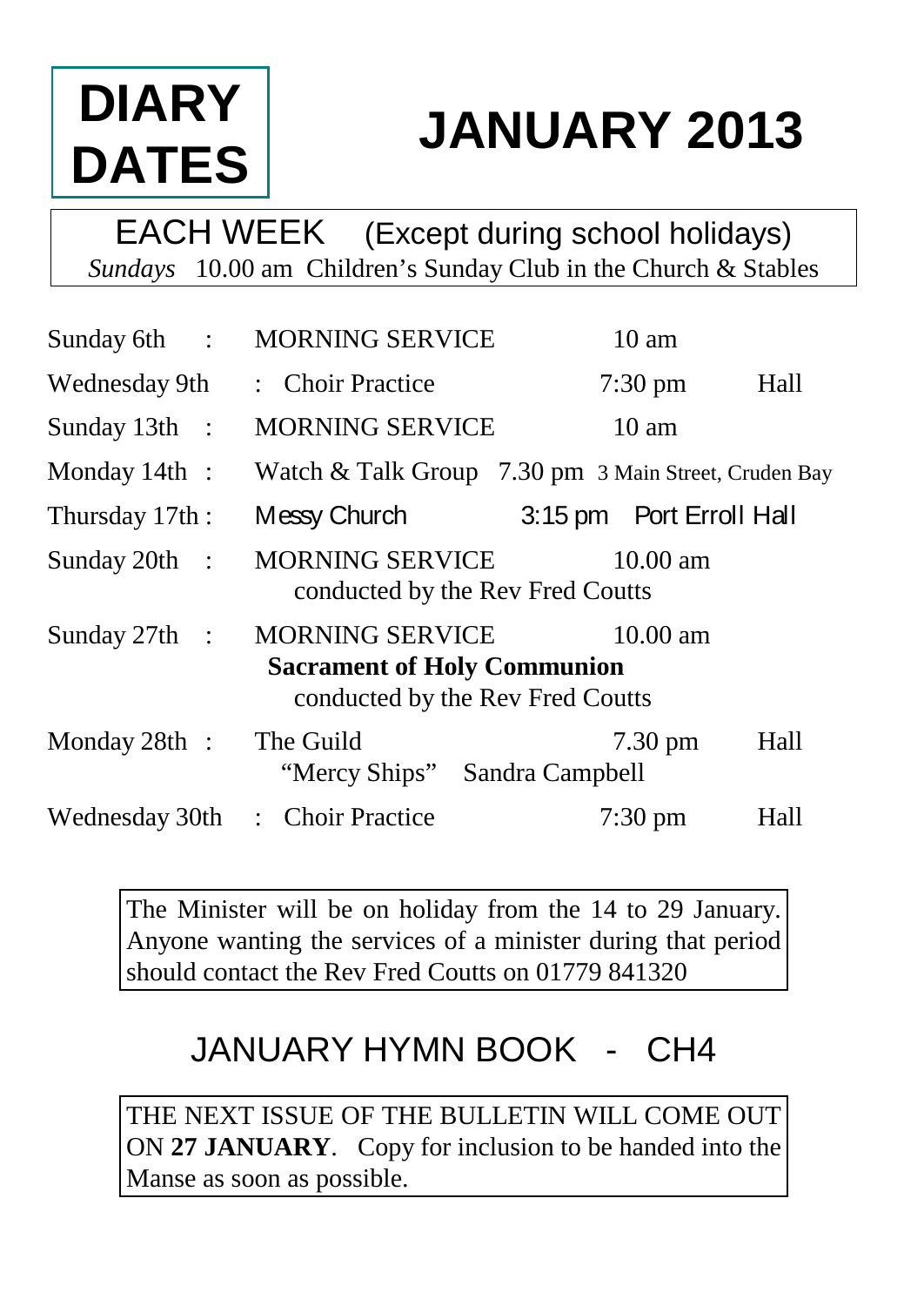# DIARY DATES

# JANUARY 2013

**EACH WEEK** (Except during school holidays)

*Sundays* 10.00 am Children's Sunday Club in the Church & Stables

| Date | Event | Time | Location |
|---|---|---|---|
| Sunday 6th : | MORNING SERVICE | 10 am | |
| Wednesday 9th : | Choir Practice | 7:30 pm | Hall |
| Sunday 13th : | MORNING SERVICE | 10 am | |
| Monday 14th : | Watch & Talk Group | 7.30 pm | 3 Main Street, Cruden Bay |
| Thursday 17th : | Messy Church | 3:15 pm | Port Erroll Hall |
| Sunday 20th : | MORNING SERVICE conducted by the Rev Fred Coutts | 10.00 am | |
| Sunday 27th : | MORNING SERVICE **Sacrament of Holy Communion** conducted by the Rev Fred Coutts | 10.00 am | |
| Monday 28th : | The Guild "Mercy Ships" Sandra Campbell | 7.30 pm | Hall |
| Wednesday 30th : | Choir Practice | 7:30 pm | Hall |

The Minister will be on holiday from the 14 to 29 January. Anyone wanting the services of a minister during that period should contact the Rev Fred Coutts on 01779 841320

## JANUARY HYMN BOOK - CH4

THE NEXT ISSUE OF THE BULLETIN WILL COME OUT ON **27 JANUARY**. Copy for inclusion to be handed into the Manse as soon as possible.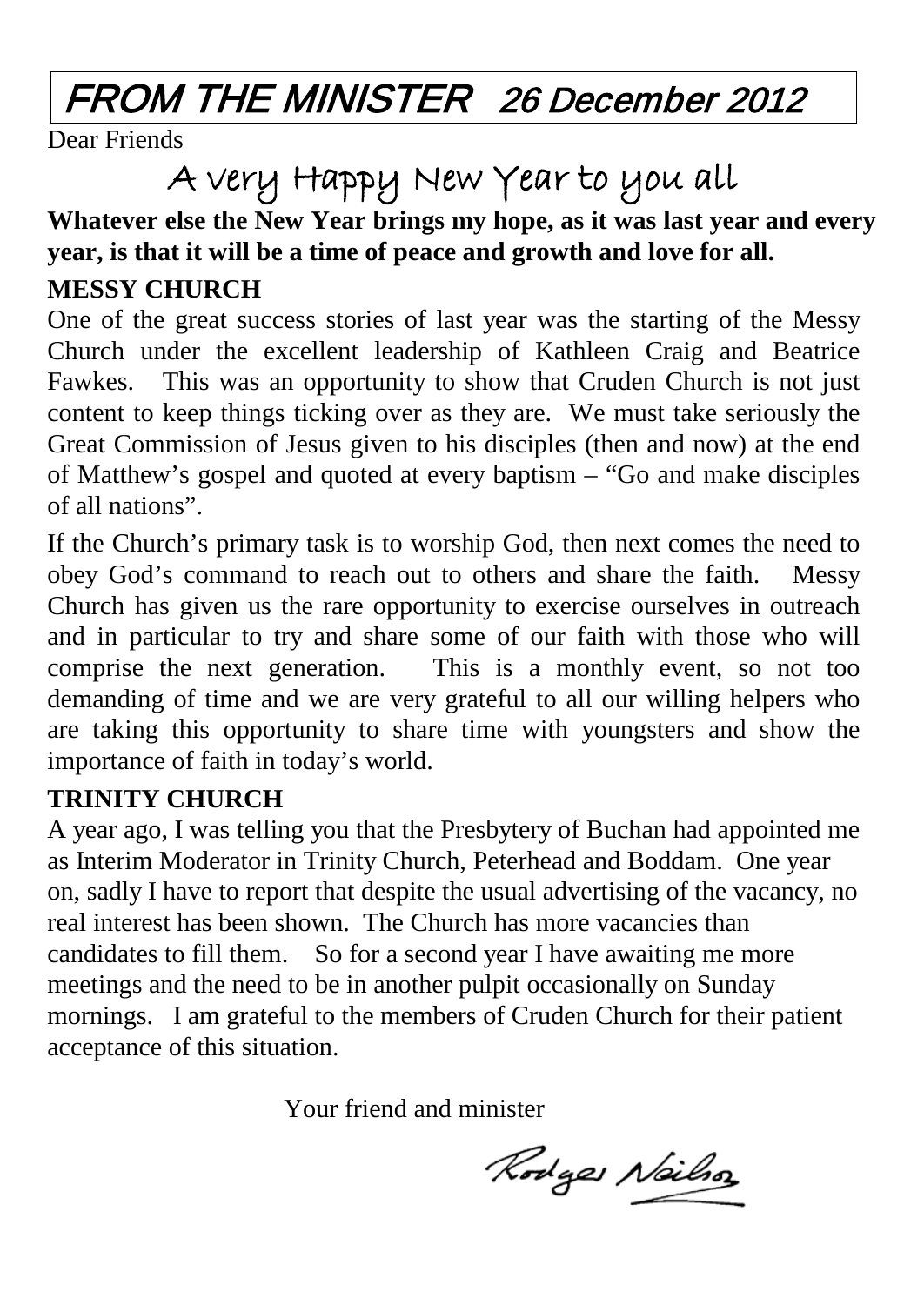# FROM THE MINISTER 26 December 2012

Dear Friends

## A very Happy New Year to you all

**Whatever else the New Year brings my hope, as it was last year and every year, is that it will be a time of peace and growth and love for all.**

**MESSY CHURCH**

One of the great success stories of last year was the starting of the Messy Church under the excellent leadership of Kathleen Craig and Beatrice Fawkes. This was an opportunity to show that Cruden Church is not just content to keep things ticking over as they are. We must take seriously the Great Commission of Jesus given to his disciples (then and now) at the end of Matthew's gospel and quoted at every baptism – "Go and make disciples of all nations".

If the Church's primary task is to worship God, then next comes the need to obey God's command to reach out to others and share the faith. Messy Church has given us the rare opportunity to exercise ourselves in outreach and in particular to try and share some of our faith with those who will comprise the next generation. This is a monthly event, so not too demanding of time and we are very grateful to all our willing helpers who are taking this opportunity to share time with youngsters and show the importance of faith in today's world.

**TRINITY CHURCH**

A year ago, I was telling you that the Presbytery of Buchan had appointed me as Interim Moderator in Trinity Church, Peterhead and Boddam. One year on, sadly I have to report that despite the usual advertising of the vacancy, no real interest has been shown. The Church has more vacancies than candidates to fill them. So for a second year I have awaiting me more meetings and the need to be in another pulpit occasionally on Sunday mornings. I am grateful to the members of Cruden Church for their patient acceptance of this situation.

Your friend and minister

Rodger Neilson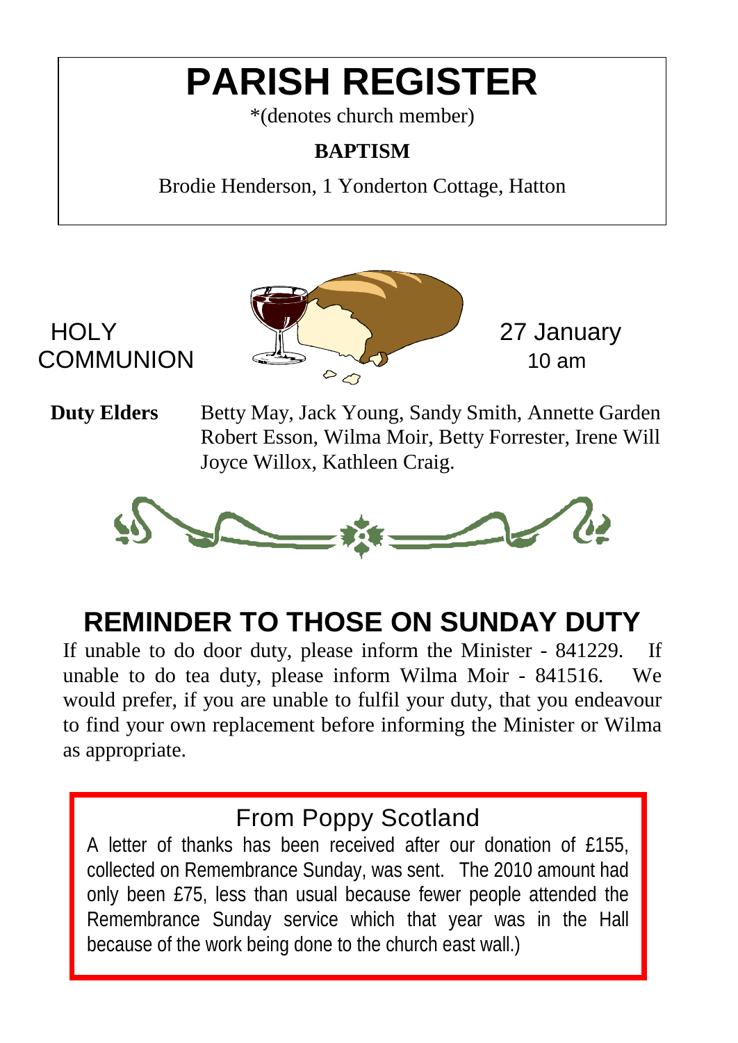# PARISH REGISTER

*(denotes church member)

**BAPTISM**

Brodie Henderson, 1 Yonderton Cottage, Hatton

HOLY COMMUNION

27 January
10 am

**Duty Elders** Betty May, Jack Young, Sandy Smith, Annette Garden Robert Esson, Wilma Moir, Betty Forrester, Irene Will Joyce Willox, Kathleen Craig.

## REMINDER TO THOSE ON SUNDAY DUTY

If unable to do door duty, please inform the Minister - 841229. If unable to do tea duty, please inform Wilma Moir - 841516. We would prefer, if you are unable to fulfil your duty, that you endeavour to find your own replacement before informing the Minister or Wilma as appropriate.

## From Poppy Scotland

A letter of thanks has been received after our donation of £155, collected on Remembrance Sunday, was sent. The 2010 amount had only been £75, less than usual because fewer people attended the Remembrance Sunday service which that year was in the Hall because of the work being done to the church east wall.)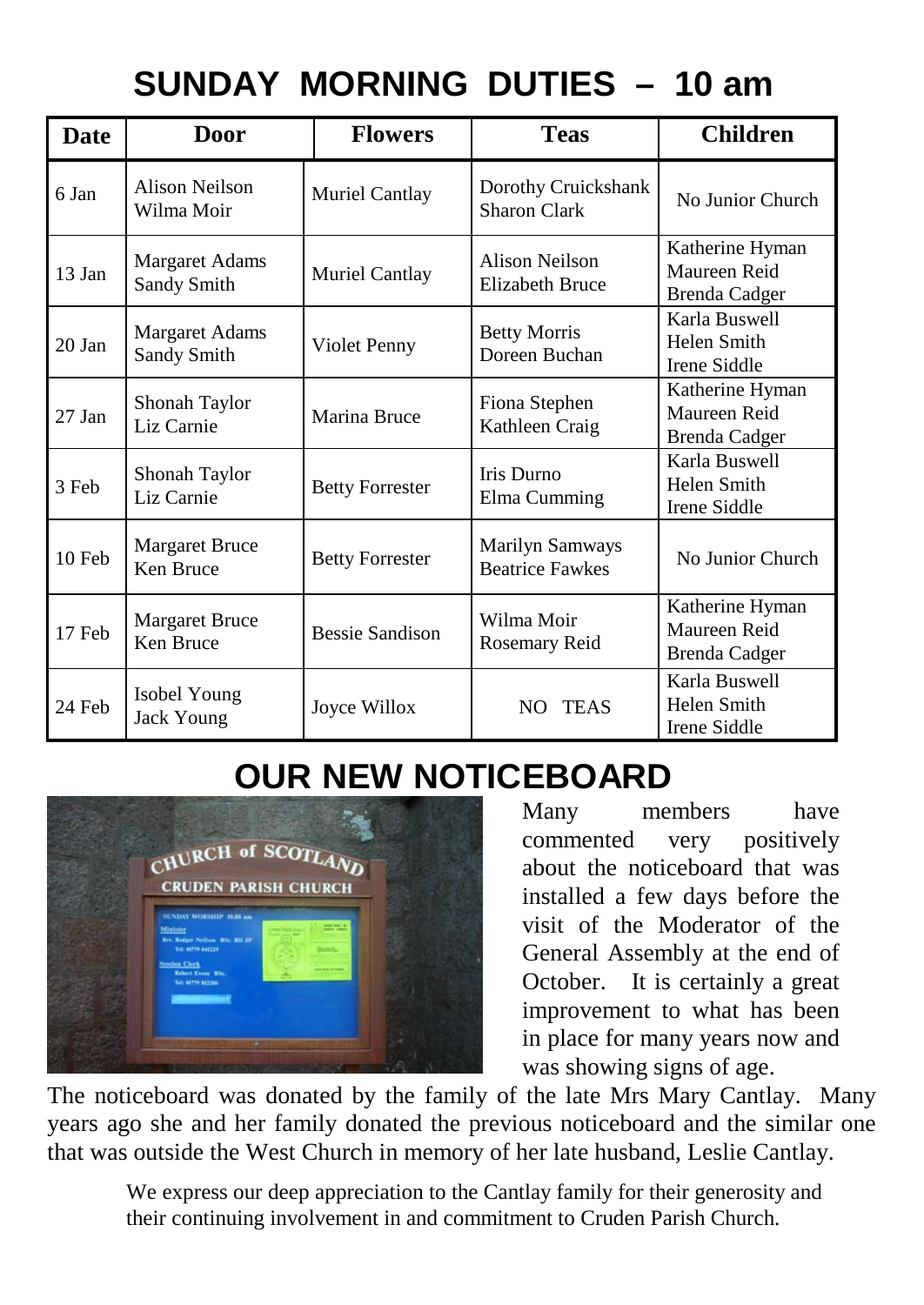# SUNDAY MORNING DUTIES – 10 am

| Date | Door | Flowers | Teas | Children |
|---|---|---|---|---|
| 6 Jan | Alison Neilson<br>Wilma Moir | Muriel Cantlay | Dorothy Cruickshank<br>Sharon Clark | No Junior Church |
| 13 Jan | Margaret Adams<br>Sandy Smith | Muriel Cantlay | Alison Neilson<br>Elizabeth Bruce | Katherine Hyman<br>Maureen Reid<br>Brenda Cadger |
| 20 Jan | Margaret Adams<br>Sandy Smith | Violet Penny | Betty Morris<br>Doreen Buchan | Karla Buswell<br>Helen Smith<br>Irene Siddle |
| 27 Jan | Shonah Taylor<br>Liz Carnie | Marina Bruce | Fiona Stephen<br>Kathleen Craig | Katherine Hyman<br>Maureen Reid<br>Brenda Cadger |
| 3 Feb | Shonah Taylor<br>Liz Carnie | Betty Forrester | Iris Durno<br>Elma Cumming | Karla Buswell<br>Helen Smith<br>Irene Siddle |
| 10 Feb | Margaret Bruce<br>Ken Bruce | Betty Forrester | Marilyn Samways<br>Beatrice Fawkes | No Junior Church |
| 17 Feb | Margaret Bruce<br>Ken Bruce | Bessie Sandison | Wilma Moir<br>Rosemary Reid | Katherine Hyman<br>Maureen Reid<br>Brenda Cadger |
| 24 Feb | Isobel Young<br>Jack Young | Joyce Willox | NO TEAS | Karla Buswell<br>Helen Smith<br>Irene Siddle |

# OUR NEW NOTICEBOARD

Many members have commented very positively about the noticeboard that was installed a few days before the visit of the Moderator of the General Assembly at the end of October. It is certainly a great improvement to what has been in place for many years now and was showing signs of age.

The noticeboard was donated by the family of the late Mrs Mary Cantlay. Many years ago she and her family donated the previous noticeboard and the similar one that was outside the West Church in memory of her late husband, Leslie Cantlay.

We express our deep appreciation to the Cantlay family for their generosity and their continuing involvement in and commitment to Cruden Parish Church.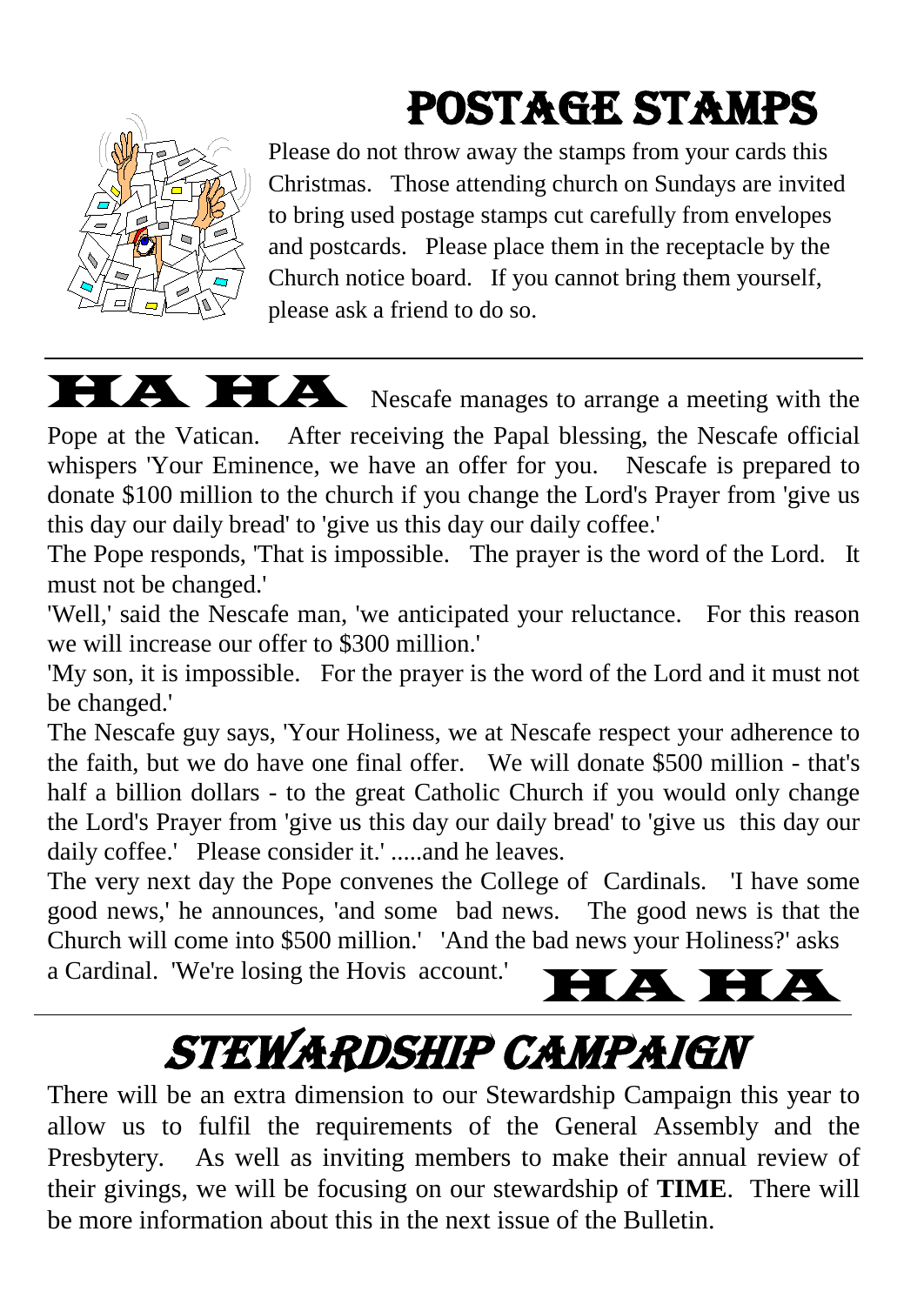# POSTAGE STAMPS

Please do not throw away the stamps from your cards this Christmas. Those attending church on Sundays are invited to bring used postage stamps cut carefully from envelopes and postcards. Please place them in the receptacle by the Church notice board. If you cannot bring them yourself, please ask a friend to do so.

---

**HA HA** Nescafe manages to arrange a meeting with the Pope at the Vatican. After receiving the Papal blessing, the Nescafe official whispers 'Your Eminence, we have an offer for you. Nescafe is prepared to donate $100 million to the church if you change the Lord's Prayer from 'give us this day our daily bread' to 'give us this day our daily coffee.'

The Pope responds, 'That is impossible. The prayer is the word of the Lord. It must not be changed.'

'Well,' said the Nescafe man, 'we anticipated your reluctance. For this reason we will increase our offer to $300 million.'

'My son, it is impossible. For the prayer is the word of the Lord and it must not be changed.'

The Nescafe guy says, 'Your Holiness, we at Nescafe respect your adherence to the faith, but we do have one final offer. We will donate $500 million - that's half a billion dollars - to the great Catholic Church if you would only change the Lord's Prayer from 'give us this day our daily bread' to 'give us this day our daily coffee.' Please consider it.' .....and he leaves.

The very next day the Pope convenes the College of Cardinals. 'I have some good news,' he announces, 'and some bad news. The good news is that the Church will come into $500 million.' 'And the bad news your Holiness?' asks a Cardinal. 'We're losing the Hovis account.' **HA HA**

---

# *STEWARDSHIP CAMPAIGN*

There will be an extra dimension to our Stewardship Campaign this year to allow us to fulfil the requirements of the General Assembly and the Presbytery. As well as inviting members to make their annual review of their givings, we will be focusing on our stewardship of **TIME**. There will be more information about this in the next issue of the Bulletin.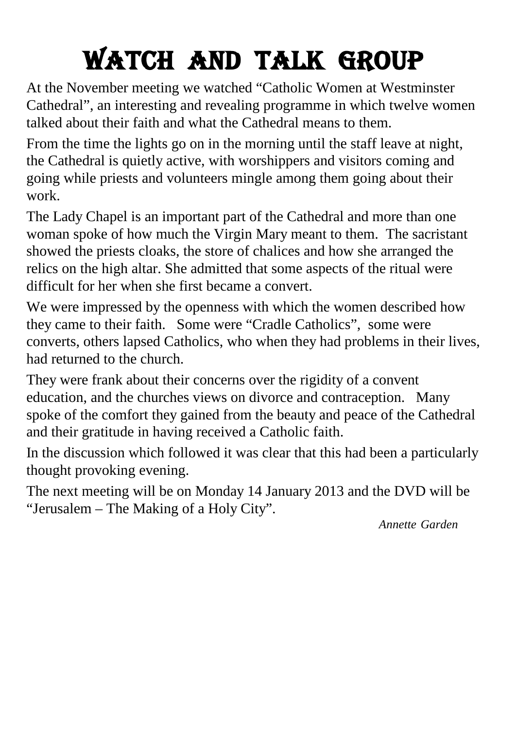# Watch and Talk Group

At the November meeting we watched "Catholic Women at Westminster Cathedral", an interesting and revealing programme in which twelve women talked about their faith and what the Cathedral means to them.

From the time the lights go on in the morning until the staff leave at night, the Cathedral is quietly active, with worshippers and visitors coming and going while priests and volunteers mingle among them going about their work.

The Lady Chapel is an important part of the Cathedral and more than one woman spoke of how much the Virgin Mary meant to them. The sacristant showed the priests cloaks, the store of chalices and how she arranged the relics on the high altar. She admitted that some aspects of the ritual were difficult for her when she first became a convert.

We were impressed by the openness with which the women described how they came to their faith. Some were "Cradle Catholics", some were converts, others lapsed Catholics, who when they had problems in their lives, had returned to the church.

They were frank about their concerns over the rigidity of a convent education, and the churches views on divorce and contraception. Many spoke of the comfort they gained from the beauty and peace of the Cathedral and their gratitude in having received a Catholic faith.

In the discussion which followed it was clear that this had been a particularly thought provoking evening.

The next meeting will be on Monday 14 January 2013 and the DVD will be "Jerusalem – The Making of a Holy City".

*Annette Garden*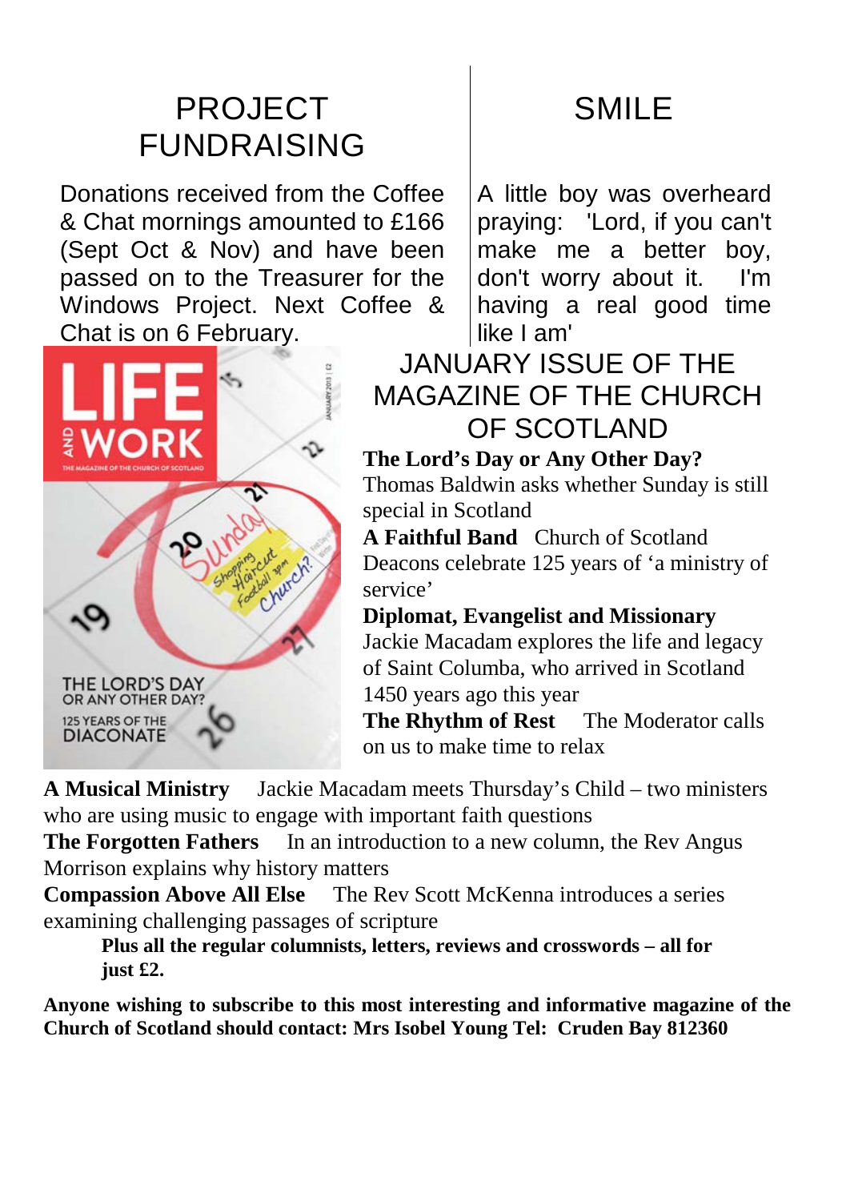## PROJECT FUNDRAISING

Donations received from the Coffee & Chat mornings amounted to £166 (Sept Oct & Nov) and have been passed on to the Treasurer for the Windows Project. Next Coffee & Chat is on 6 February.

## SMILE

A little boy was overheard praying: 'Lord, if you can't make me a better boy, don't worry about it. I'm having a real good time like I am'

## JANUARY ISSUE OF THE MAGAZINE OF THE CHURCH OF SCOTLAND

**The Lord's Day or Any Other Day?** Thomas Baldwin asks whether Sunday is still special in Scotland

**A Faithful Band** Church of Scotland Deacons celebrate 125 years of 'a ministry of service'

**Diplomat, Evangelist and Missionary** Jackie Macadam explores the life and legacy of Saint Columba, who arrived in Scotland 1450 years ago this year

**The Rhythm of Rest** The Moderator calls on us to make time to relax

**A Musical Ministry** Jackie Macadam meets Thursday's Child – two ministers who are using music to engage with important faith questions

**The Forgotten Fathers** In an introduction to a new column, the Rev Angus Morrison explains why history matters

**Compassion Above All Else** The Rev Scott McKenna introduces a series examining challenging passages of scripture

**Plus all the regular columnists, letters, reviews and crosswords – all for just £2.**

**Anyone wishing to subscribe to this most interesting and informative magazine of the Church of Scotland should contact: Mrs Isobel Young Tel: Cruden Bay 812360**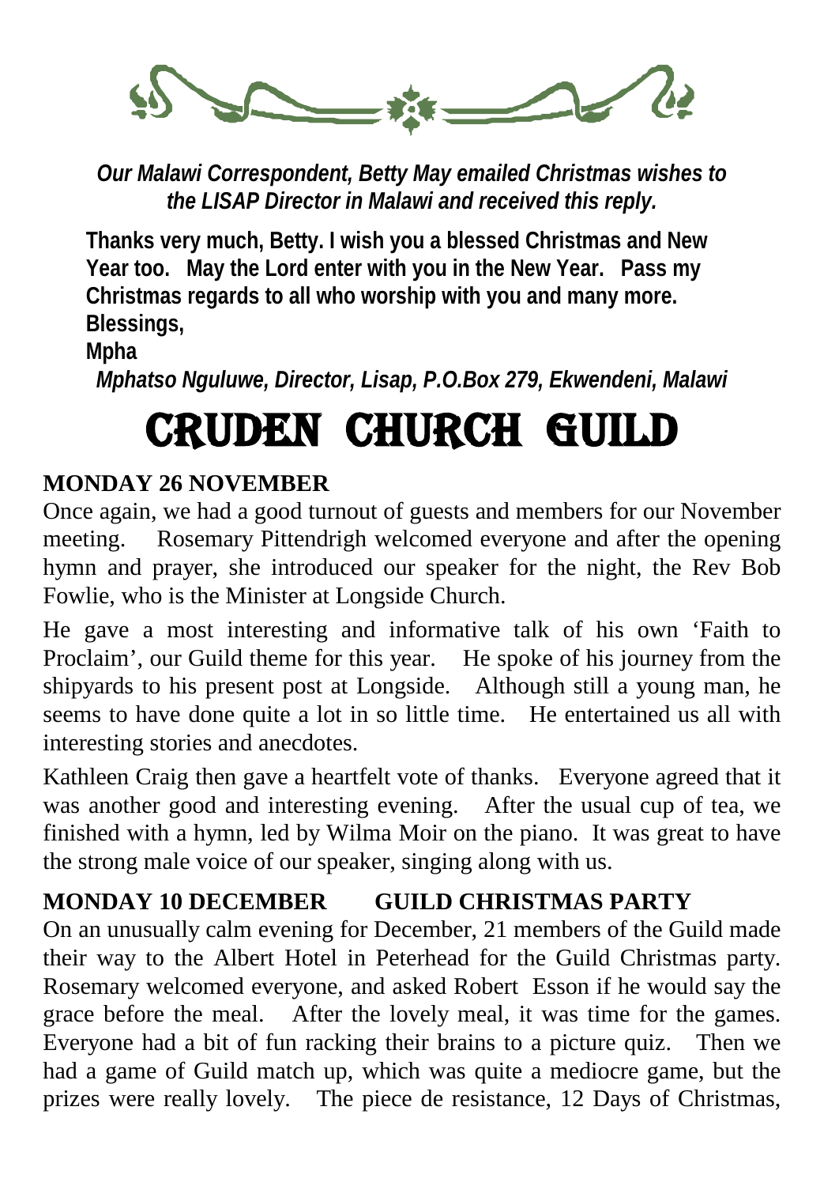*Our Malawi Correspondent, Betty May emailed Christmas wishes to the LISAP Director in Malawi and received this reply.*

**Thanks very much, Betty. I wish you a blessed Christmas and New Year too. May the Lord enter with you in the New Year. Pass my Christmas regards to all who worship with you and many more.**
**Blessings,**
**Mpha**

*Mphatso Nguluwe, Director, Lisap, P.O.Box 279, Ekwendeni, Malawi*

# CRUDEN CHURCH GUILD

## MONDAY 26 NOVEMBER

Once again, we had a good turnout of guests and members for our November meeting. Rosemary Pittendrigh welcomed everyone and after the opening hymn and prayer, she introduced our speaker for the night, the Rev Bob Fowlie, who is the Minister at Longside Church.

He gave a most interesting and informative talk of his own 'Faith to Proclaim', our Guild theme for this year. He spoke of his journey from the shipyards to his present post at Longside. Although still a young man, he seems to have done quite a lot in so little time. He entertained us all with interesting stories and anecdotes.

Kathleen Craig then gave a heartfelt vote of thanks. Everyone agreed that it was another good and interesting evening. After the usual cup of tea, we finished with a hymn, led by Wilma Moir on the piano. It was great to have the strong male voice of our speaker, singing along with us.

## MONDAY 10 DECEMBER GUILD CHRISTMAS PARTY

On an unusually calm evening for December, 21 members of the Guild made their way to the Albert Hotel in Peterhead for the Guild Christmas party. Rosemary welcomed everyone, and asked Robert Esson if he would say the grace before the meal. After the lovely meal, it was time for the games. Everyone had a bit of fun racking their brains to a picture quiz. Then we had a game of Guild match up, which was quite a mediocre game, but the prizes were really lovely. The piece de resistance, 12 Days of Christmas,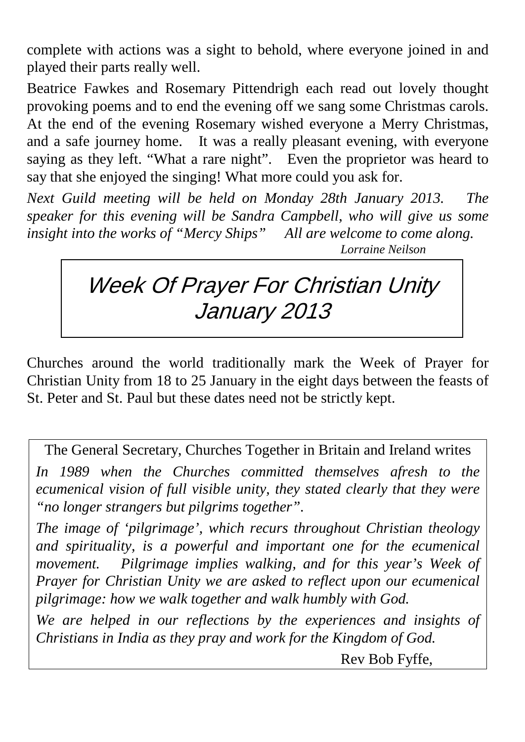complete with actions was a sight to behold, where everyone joined in and played their parts really well.

Beatrice Fawkes and Rosemary Pittendrigh each read out lovely thought provoking poems and to end the evening off we sang some Christmas carols. At the end of the evening Rosemary wished everyone a Merry Christmas, and a safe journey home. It was a really pleasant evening, with everyone saying as they left. "What a rare night". Even the proprietor was heard to say that she enjoyed the singing! What more could you ask for.

*Next Guild meeting will be held on Monday 28th January 2013. The speaker for this evening will be Sandra Campbell, who will give us some insight into the works of "Mercy Ships" All are welcome to come along.*

*Lorraine Neilson*

# *Week Of Prayer For Christian Unity January 2013*

Churches around the world traditionally mark the Week of Prayer for Christian Unity from 18 to 25 January in the eight days between the feasts of St. Peter and St. Paul but these dates need not be strictly kept.

The General Secretary, Churches Together in Britain and Ireland writes

*In 1989 when the Churches committed themselves afresh to the ecumenical vision of full visible unity, they stated clearly that they were "no longer strangers but pilgrims together".*

*The image of 'pilgrimage', which recurs throughout Christian theology and spirituality, is a powerful and important one for the ecumenical movement. Pilgrimage implies walking, and for this year's Week of Prayer for Christian Unity we are asked to reflect upon our ecumenical pilgrimage: how we walk together and walk humbly with God.*

*We are helped in our reflections by the experiences and insights of Christians in India as they pray and work for the Kingdom of God.*

Rev Bob Fyffe,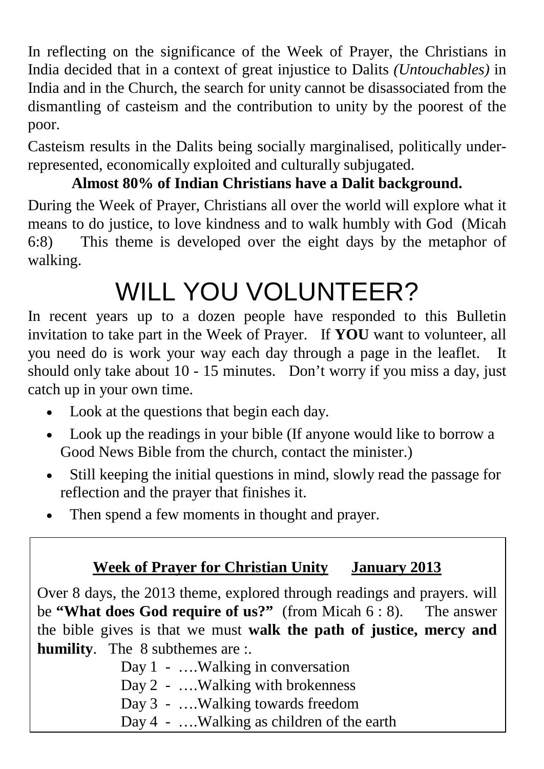In reflecting on the significance of the Week of Prayer, the Christians in India decided that in a context of great injustice to Dalits *(Untouchables)* in India and in the Church, the search for unity cannot be disassociated from the dismantling of casteism and the contribution to unity by the poorest of the poor.

Casteism results in the Dalits being socially marginalised, politically under-represented, economically exploited and culturally subjugated.

**Almost 80% of Indian Christians have a Dalit background.**

During the Week of Prayer, Christians all over the world will explore what it means to do justice, to love kindness and to walk humbly with God (Micah 6:8) This theme is developed over the eight days by the metaphor of walking.

# WILL YOU VOLUNTEER?

In recent years up to a dozen people have responded to this Bulletin invitation to take part in the Week of Prayer. If **YOU** want to volunteer, all you need do is work your way each day through a page in the leaflet. It should only take about 10 - 15 minutes. Don't worry if you miss a day, just catch up in your own time.

- Look at the questions that begin each day.
- Look up the readings in your bible (If anyone would like to borrow a Good News Bible from the church, contact the minister.)
- Still keeping the initial questions in mind, slowly read the passage for reflection and the prayer that finishes it.
- Then spend a few moments in thought and prayer.

**Week of Prayer for Christian Unity January 2013**

Over 8 days, the 2013 theme, explored through readings and prayers. will be **"What does God require of us?"** (from Micah 6 : 8). The answer the bible gives is that we must **walk the path of justice, mercy and humility**. The 8 subthemes are :.

Day 1 - ….Walking in conversation
Day 2 - ….Walking with brokenness
Day 3 - ….Walking towards freedom
Day 4 - ….Walking as children of the earth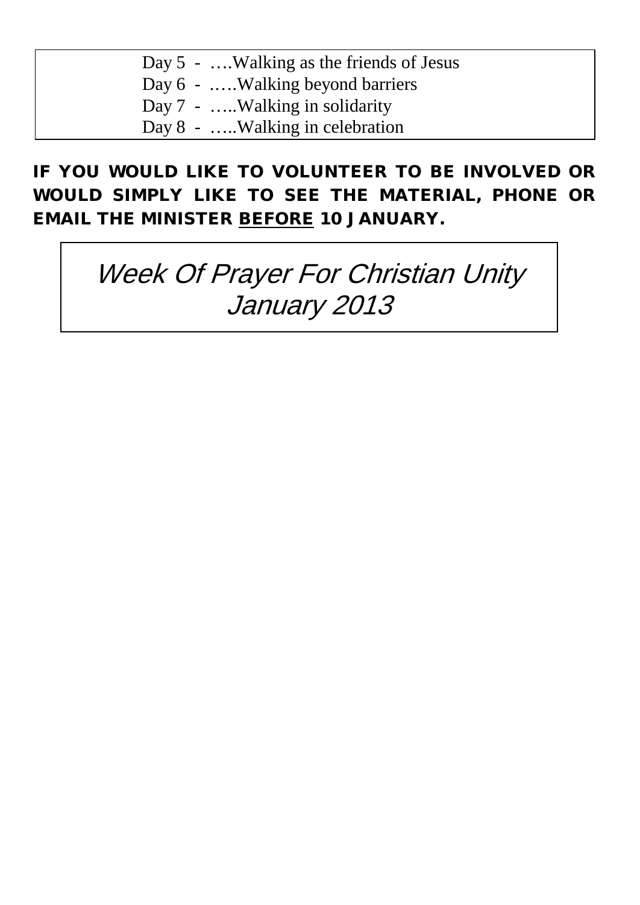Day 5 - ….Walking as the friends of Jesus
Day 6 - .….Walking beyond barriers
Day 7 - …..Walking in solidarity
Day 8 - …..Walking in celebration

**IF YOU WOULD LIKE TO VOLUNTEER TO BE INVOLVED OR WOULD SIMPLY LIKE TO SEE THE MATERIAL, PHONE OR EMAIL THE MINISTER <u>BEFORE</u> 10 JANUARY.**

*Week Of Prayer For Christian Unity*
*January 2013*